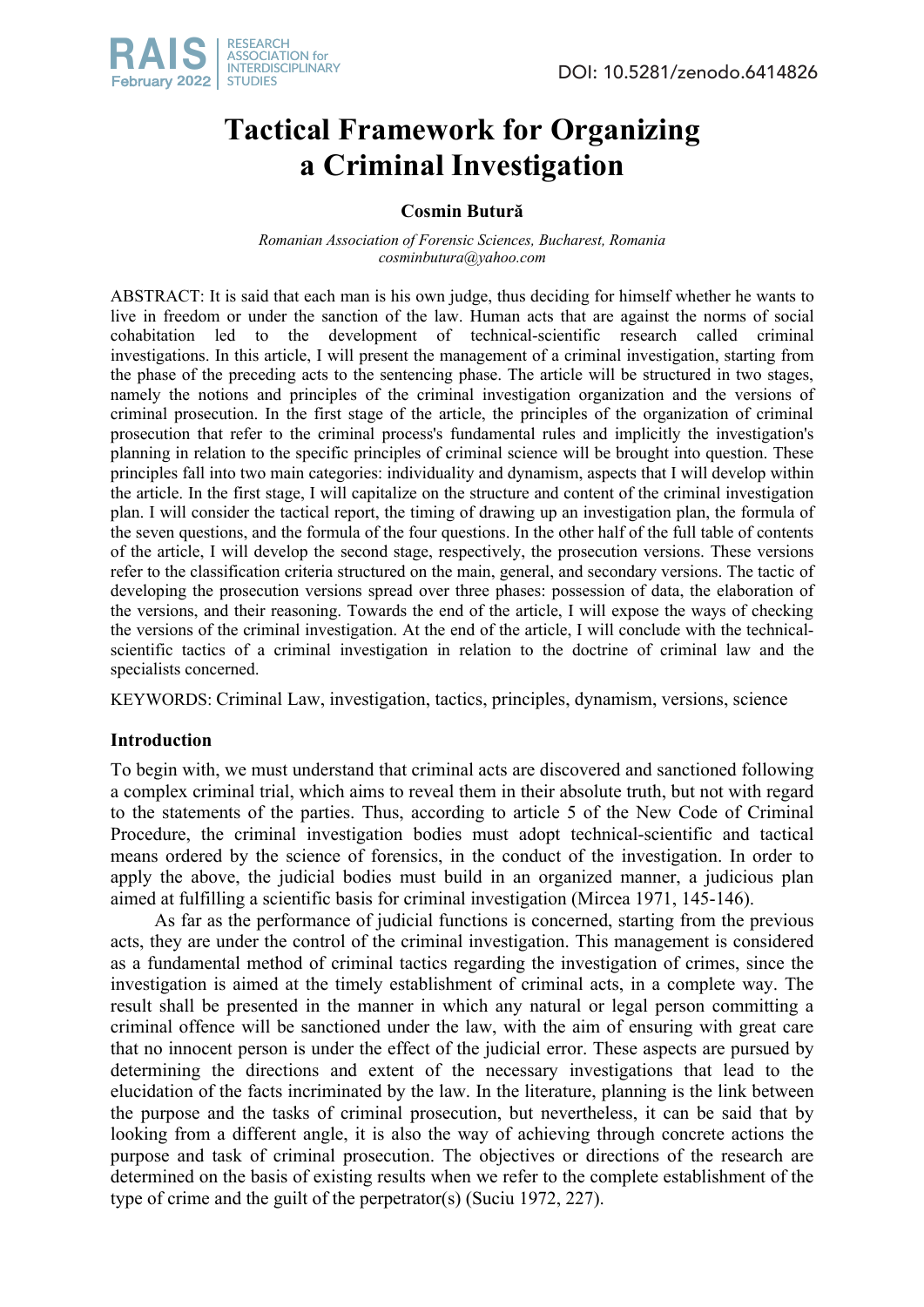# Tactical Framework for Organizing a Criminal Investigation

**Cosmin Butură**

*Romanian Association of Forensic Sciences, Bucharest, Romania*
*cosminbutura@yahoo.com*

ABSTRACT: It is said that each man is his own judge, thus deciding for himself whether he wants to live in freedom or under the sanction of the law. Human acts that are against the norms of social cohabitation led to the development of technical-scientific research called criminal investigations. In this article, I will present the management of a criminal investigation, starting from the phase of the preceding acts to the sentencing phase. The article will be structured in two stages, namely the notions and principles of the criminal investigation organization and the versions of criminal prosecution. In the first stage of the article, the principles of the organization of criminal prosecution that refer to the criminal process's fundamental rules and implicitly the investigation's planning in relation to the specific principles of criminal science will be brought into question. These principles fall into two main categories: individuality and dynamism, aspects that I will develop within the article. In the first stage, I will capitalize on the structure and content of the criminal investigation plan. I will consider the tactical report, the timing of drawing up an investigation plan, the formula of the seven questions, and the formula of the four questions. In the other half of the full table of contents of the article, I will develop the second stage, respectively, the prosecution versions. These versions refer to the classification criteria structured on the main, general, and secondary versions. The tactic of developing the prosecution versions spread over three phases: possession of data, the elaboration of the versions, and their reasoning. Towards the end of the article, I will expose the ways of checking the versions of the criminal investigation. At the end of the article, I will conclude with the technical-scientific tactics of a criminal investigation in relation to the doctrine of criminal law and the specialists concerned.

KEYWORDS: Criminal Law, investigation, tactics, principles, dynamism, versions, science

## Introduction

To begin with, we must understand that criminal acts are discovered and sanctioned following a complex criminal trial, which aims to reveal them in their absolute truth, but not with regard to the statements of the parties. Thus, according to article 5 of the New Code of Criminal Procedure, the criminal investigation bodies must adopt technical-scientific and tactical means ordered by the science of forensics, in the conduct of the investigation. In order to apply the above, the judicial bodies must build in an organized manner, a judicious plan aimed at fulfilling a scientific basis for criminal investigation (Mircea 1971, 145-146).

As far as the performance of judicial functions is concerned, starting from the previous acts, they are under the control of the criminal investigation. This management is considered as a fundamental method of criminal tactics regarding the investigation of crimes, since the investigation is aimed at the timely establishment of criminal acts, in a complete way. The result shall be presented in the manner in which any natural or legal person committing a criminal offence will be sanctioned under the law, with the aim of ensuring with great care that no innocent person is under the effect of the judicial error. These aspects are pursued by determining the directions and extent of the necessary investigations that lead to the elucidation of the facts incriminated by the law. In the literature, planning is the link between the purpose and the tasks of criminal prosecution, but nevertheless, it can be said that by looking from a different angle, it is also the way of achieving through concrete actions the purpose and task of criminal prosecution. The objectives or directions of the research are determined on the basis of existing results when we refer to the complete establishment of the type of crime and the guilt of the perpetrator(s) (Suciu 1972, 227).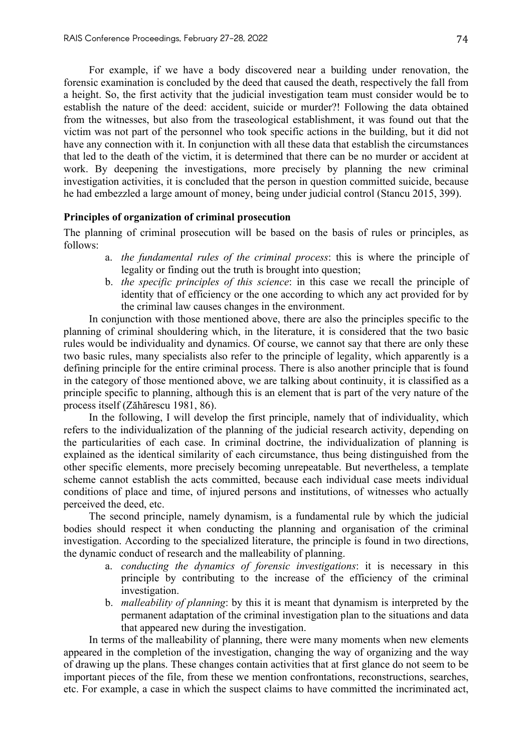For example, if we have a body discovered near a building under renovation, the forensic examination is concluded by the deed that caused the death, respectively the fall from a height. So, the first activity that the judicial investigation team must consider would be to establish the nature of the deed: accident, suicide or murder?! Following the data obtained from the witnesses, but also from the traseological establishment, it was found out that the victim was not part of the personnel who took specific actions in the building, but it did not have any connection with it. In conjunction with all these data that establish the circumstances that led to the death of the victim, it is determined that there can be no murder or accident at work. By deepening the investigations, more precisely by planning the new criminal investigation activities, it is concluded that the person in question committed suicide, because he had embezzled a large amount of money, being under judicial control (Stancu 2015, 399).

**Principles of organization of criminal prosecution**

The planning of criminal prosecution will be based on the basis of rules or principles, as follows:

a. *the fundamental rules of the criminal process*: this is where the principle of legality or finding out the truth is brought into question;
b. *the specific principles of this science*: in this case we recall the principle of identity that of efficiency or the one according to which any act provided for by the criminal law causes changes in the environment.

In conjunction with those mentioned above, there are also the principles specific to the planning of criminal shouldering which, in the literature, it is considered that the two basic rules would be individuality and dynamics. Of course, we cannot say that there are only these two basic rules, many specialists also refer to the principle of legality, which apparently is a defining principle for the entire criminal process. There is also another principle that is found in the category of those mentioned above, we are talking about continuity, it is classified as a principle specific to planning, although this is an element that is part of the very nature of the process itself (Zăhărescu 1981, 86).

In the following, I will develop the first principle, namely that of individuality, which refers to the individualization of the planning of the judicial research activity, depending on the particularities of each case. In criminal doctrine, the individualization of planning is explained as the identical similarity of each circumstance, thus being distinguished from the other specific elements, more precisely becoming unrepeatable. But nevertheless, a template scheme cannot establish the acts committed, because each individual case meets individual conditions of place and time, of injured persons and institutions, of witnesses who actually perceived the deed, etc.

The second principle, namely dynamism, is a fundamental rule by which the judicial bodies should respect it when conducting the planning and organisation of the criminal investigation. According to the specialized literature, the principle is found in two directions, the dynamic conduct of research and the malleability of planning.

a. *conducting the dynamics of forensic investigations*: it is necessary in this principle by contributing to the increase of the efficiency of the criminal investigation.
b. *malleability of planning*: by this it is meant that dynamism is interpreted by the permanent adaptation of the criminal investigation plan to the situations and data that appeared new during the investigation.

In terms of the malleability of planning, there were many moments when new elements appeared in the completion of the investigation, changing the way of organizing and the way of drawing up the plans. These changes contain activities that at first glance do not seem to be important pieces of the file, from these we mention confrontations, reconstructions, searches, etc. For example, a case in which the suspect claims to have committed the incriminated act,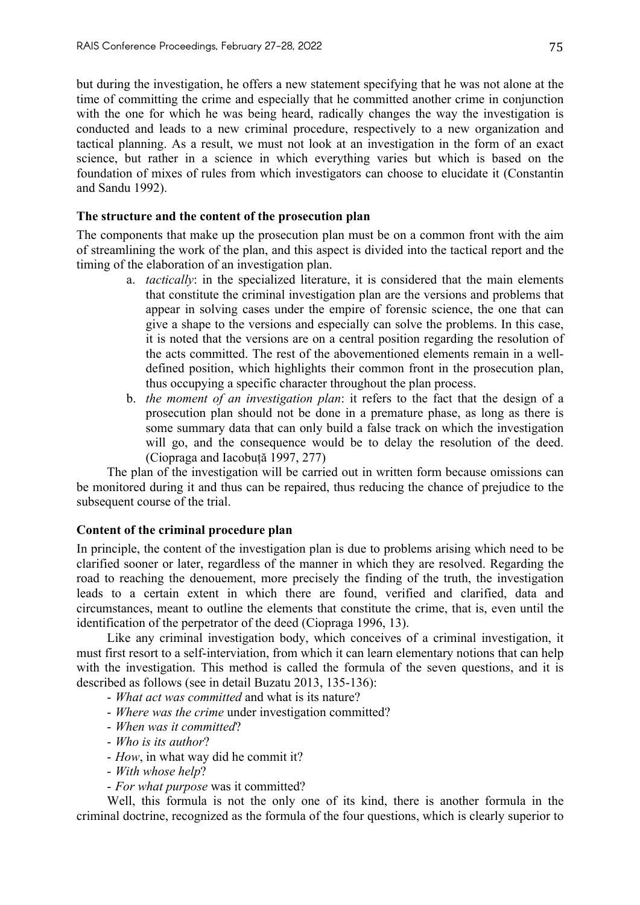but during the investigation, he offers a new statement specifying that he was not alone at the time of committing the crime and especially that he committed another crime in conjunction with the one for which he was being heard, radically changes the way the investigation is conducted and leads to a new criminal procedure, respectively to a new organization and tactical planning. As a result, we must not look at an investigation in the form of an exact science, but rather in a science in which everything varies but which is based on the foundation of mixes of rules from which investigators can choose to elucidate it (Constantin and Sandu 1992).

**The structure and the content of the prosecution plan**

The components that make up the prosecution plan must be on a common front with the aim of streamlining the work of the plan, and this aspect is divided into the tactical report and the timing of the elaboration of an investigation plan.

a. *tactically*: in the specialized literature, it is considered that the main elements that constitute the criminal investigation plan are the versions and problems that appear in solving cases under the empire of forensic science, the one that can give a shape to the versions and especially can solve the problems. In this case, it is noted that the versions are on a central position regarding the resolution of the acts committed. The rest of the abovementioned elements remain in a well-defined position, which highlights their common front in the prosecution plan, thus occupying a specific character throughout the plan process.

b. *the moment of an investigation plan*: it refers to the fact that the design of a prosecution plan should not be done in a premature phase, as long as there is some summary data that can only build a false track on which the investigation will go, and the consequence would be to delay the resolution of the deed. (Ciopraga and Iacobuță 1997, 277)

The plan of the investigation will be carried out in written form because omissions can be monitored during it and thus can be repaired, thus reducing the chance of prejudice to the subsequent course of the trial.

**Content of the criminal procedure plan**

In principle, the content of the investigation plan is due to problems arising which need to be clarified sooner or later, regardless of the manner in which they are resolved. Regarding the road to reaching the denouement, more precisely the finding of the truth, the investigation leads to a certain extent in which there are found, verified and clarified, data and circumstances, meant to outline the elements that constitute the crime, that is, even until the identification of the perpetrator of the deed (Ciopraga 1996, 13).

Like any criminal investigation body, which conceives of a criminal investigation, it must first resort to a self-interviation, from which it can learn elementary notions that can help with the investigation. This method is called the formula of the seven questions, and it is described as follows (see in detail Buzatu 2013, 135-136):

- *What act was committed* and what is its nature?
- *Where was the crime* under investigation committed?
- *When was it committed*?
- *Who is its author*?
- *How*, in what way did he commit it?
- *With whose help*?
- *For what purpose* was it committed?

Well, this formula is not the only one of its kind, there is another formula in the criminal doctrine, recognized as the formula of the four questions, which is clearly superior to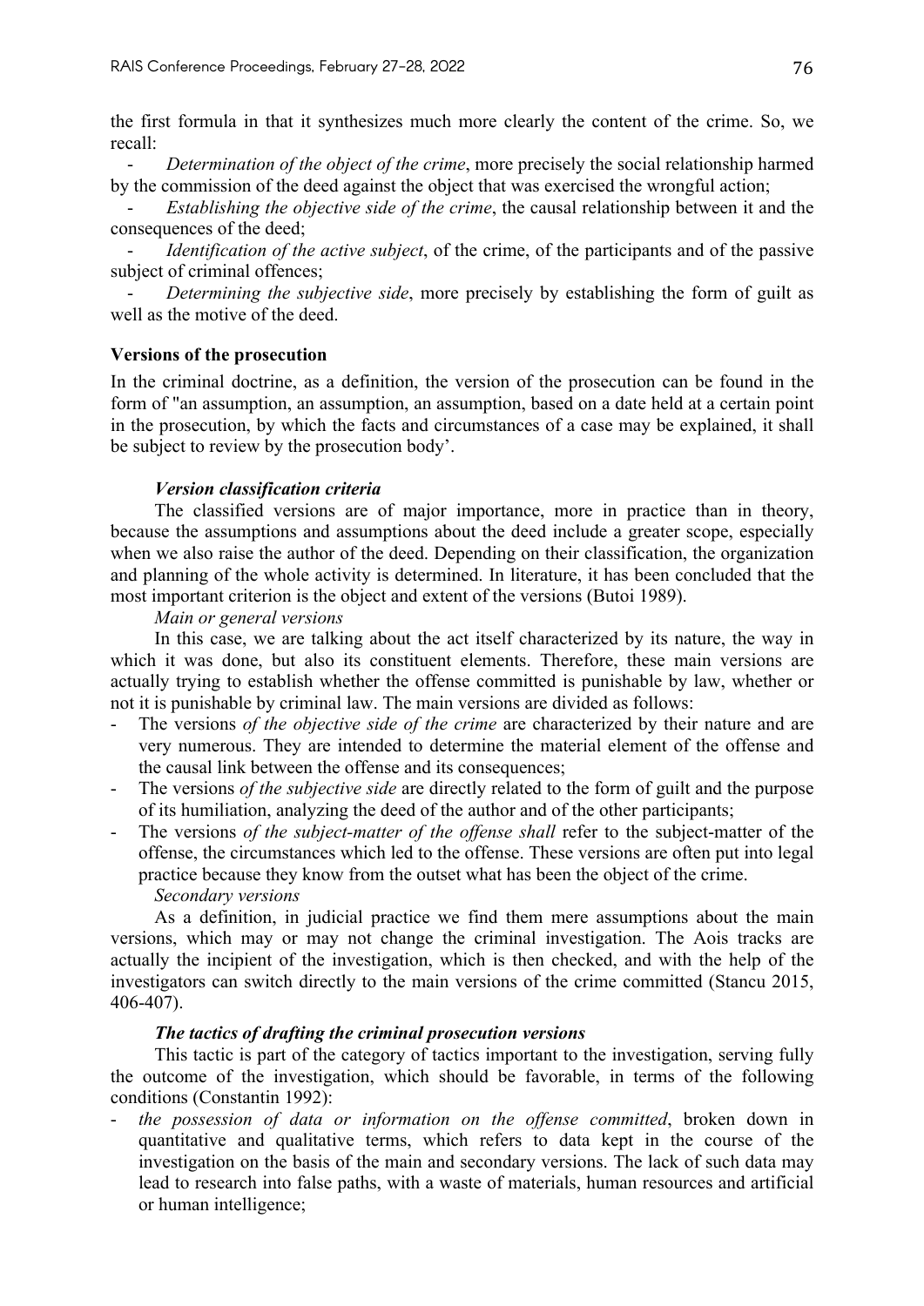the first formula in that it synthesizes much more clearly the content of the crime. So, we recall:

- *Determination of the object of the crime*, more precisely the social relationship harmed by the commission of the deed against the object that was exercised the wrongful action;
- *Establishing the objective side of the crime*, the causal relationship between it and the consequences of the deed;
- *Identification of the active subject*, of the crime, of the participants and of the passive subject of criminal offences;
- *Determining the subjective side*, more precisely by establishing the form of guilt as well as the motive of the deed.

**Versions of the prosecution**

In the criminal doctrine, as a definition, the version of the prosecution can be found in the form of "an assumption, an assumption, an assumption, based on a date held at a certain point in the prosecution, by which the facts and circumstances of a case may be explained, it shall be subject to review by the prosecution body'.

***Version classification criteria***

The classified versions are of major importance, more in practice than in theory, because the assumptions and assumptions about the deed include a greater scope, especially when we also raise the author of the deed. Depending on their classification, the organization and planning of the whole activity is determined. In literature, it has been concluded that the most important criterion is the object and extent of the versions (Butoi 1989).

*Main or general versions*

In this case, we are talking about the act itself characterized by its nature, the way in which it was done, but also its constituent elements. Therefore, these main versions are actually trying to establish whether the offense committed is punishable by law, whether or not it is punishable by criminal law. The main versions are divided as follows:

- The versions *of the objective side of the crime* are characterized by their nature and are very numerous. They are intended to determine the material element of the offense and the causal link between the offense and its consequences;
- The versions *of the subjective side* are directly related to the form of guilt and the purpose of its humiliation, analyzing the deed of the author and of the other participants;
- The versions *of the subject-matter of the offense shall* refer to the subject-matter of the offense, the circumstances which led to the offense. These versions are often put into legal practice because they know from the outset what has been the object of the crime.

*Secondary versions*

As a definition, in judicial practice we find them mere assumptions about the main versions, which may or may not change the criminal investigation. The Aois tracks are actually the incipient of the investigation, which is then checked, and with the help of the investigators can switch directly to the main versions of the crime committed (Stancu 2015, 406-407).

***The tactics of drafting the criminal prosecution versions***

This tactic is part of the category of tactics important to the investigation, serving fully the outcome of the investigation, which should be favorable, in terms of the following conditions (Constantin 1992):

- *the possession of data or information on the offense committed*, broken down in quantitative and qualitative terms, which refers to data kept in the course of the investigation on the basis of the main and secondary versions. The lack of such data may lead to research into false paths, with a waste of materials, human resources and artificial or human intelligence;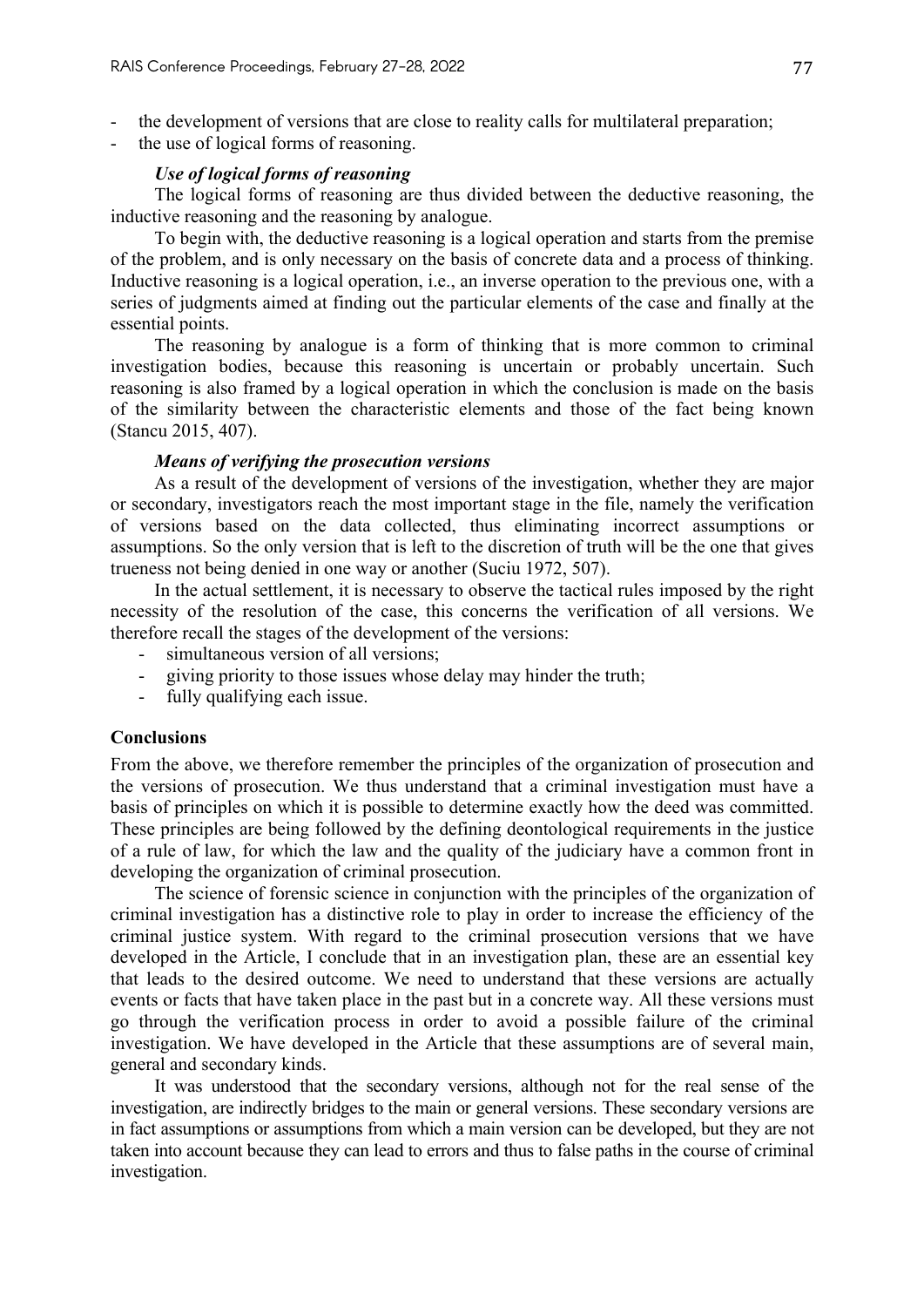- the development of versions that are close to reality calls for multilateral preparation;
- the use of logical forms of reasoning.

***Use of logical forms of reasoning***

The logical forms of reasoning are thus divided between the deductive reasoning, the inductive reasoning and the reasoning by analogue.

To begin with, the deductive reasoning is a logical operation and starts from the premise of the problem, and is only necessary on the basis of concrete data and a process of thinking. Inductive reasoning is a logical operation, i.e., an inverse operation to the previous one, with a series of judgments aimed at finding out the particular elements of the case and finally at the essential points.

The reasoning by analogue is a form of thinking that is more common to criminal investigation bodies, because this reasoning is uncertain or probably uncertain. Such reasoning is also framed by a logical operation in which the conclusion is made on the basis of the similarity between the characteristic elements and those of the fact being known (Stancu 2015, 407).

***Means of verifying the prosecution versions***

As a result of the development of versions of the investigation, whether they are major or secondary, investigators reach the most important stage in the file, namely the verification of versions based on the data collected, thus eliminating incorrect assumptions or assumptions. So the only version that is left to the discretion of truth will be the one that gives trueness not being denied in one way or another (Suciu 1972, 507).

In the actual settlement, it is necessary to observe the tactical rules imposed by the right necessity of the resolution of the case, this concerns the verification of all versions. We therefore recall the stages of the development of the versions:

- simultaneous version of all versions;
- giving priority to those issues whose delay may hinder the truth;
- fully qualifying each issue.

**Conclusions**

From the above, we therefore remember the principles of the organization of prosecution and the versions of prosecution. We thus understand that a criminal investigation must have a basis of principles on which it is possible to determine exactly how the deed was committed. These principles are being followed by the defining deontological requirements in the justice of a rule of law, for which the law and the quality of the judiciary have a common front in developing the organization of criminal prosecution.

The science of forensic science in conjunction with the principles of the organization of criminal investigation has a distinctive role to play in order to increase the efficiency of the criminal justice system. With regard to the criminal prosecution versions that we have developed in the Article, I conclude that in an investigation plan, these are an essential key that leads to the desired outcome. We need to understand that these versions are actually events or facts that have taken place in the past but in a concrete way. All these versions must go through the verification process in order to avoid a possible failure of the criminal investigation. We have developed in the Article that these assumptions are of several main, general and secondary kinds.

It was understood that the secondary versions, although not for the real sense of the investigation, are indirectly bridges to the main or general versions. These secondary versions are in fact assumptions or assumptions from which a main version can be developed, but they are not taken into account because they can lead to errors and thus to false paths in the course of criminal investigation.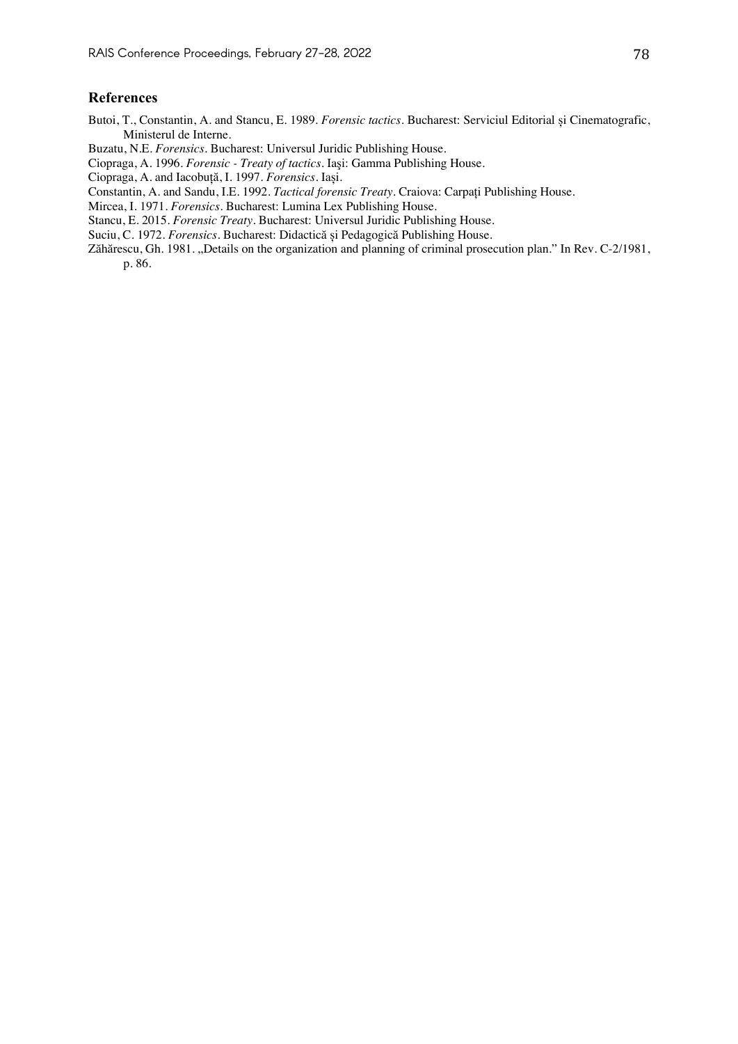## References

Butoi, T., Constantin, A. and Stancu, E. 1989. *Forensic tactics*. Bucharest: Serviciul Editorial și Cinematografic, Ministerul de Interne.

Buzatu, N.E. *Forensics*. Bucharest: Universul Juridic Publishing House.

Ciopraga, A. 1996. *Forensic - Treaty of tactics*. Iaşi: Gamma Publishing House.

Ciopraga, A. and Iacobuță, I. 1997. *Forensics*. Iași.

Constantin, A. and Sandu, I.E. 1992. *Tactical forensic Treaty*. Craiova: Carpați Publishing House.

Mircea, I. 1971. *Forensics*. Bucharest: Lumina Lex Publishing House.

Stancu, E. 2015. *Forensic Treaty*. Bucharest: Universul Juridic Publishing House.

Suciu, C. 1972. *Forensics*. Bucharest: Didactică și Pedagogică Publishing House.

Zăhărescu, Gh. 1981. „Details on the organization and planning of criminal prosecution plan." In Rev. C-2/1981, p. 86.